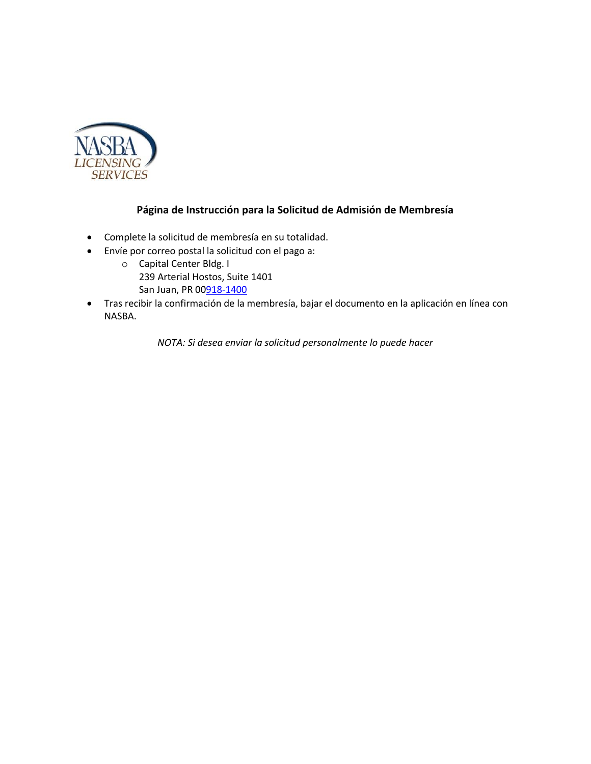NASBA LICENSING SERVICES

## Página de Instrucción para la Solicitud de Admisión de Membresía

- Complete la solicitud de membresía en su totalidad.
- Envíe por correo postal la solicitud con el pago a:
  - Capital Center Bldg. I
    239 Arterial Hostos, Suite 1401
    San Juan, PR 00918-1400
- Tras recibir la confirmación de la membresía, bajar el documento en la aplicación en línea con NASBA.

*NOTA: Si desea enviar la solicitud personalmente lo puede hacer*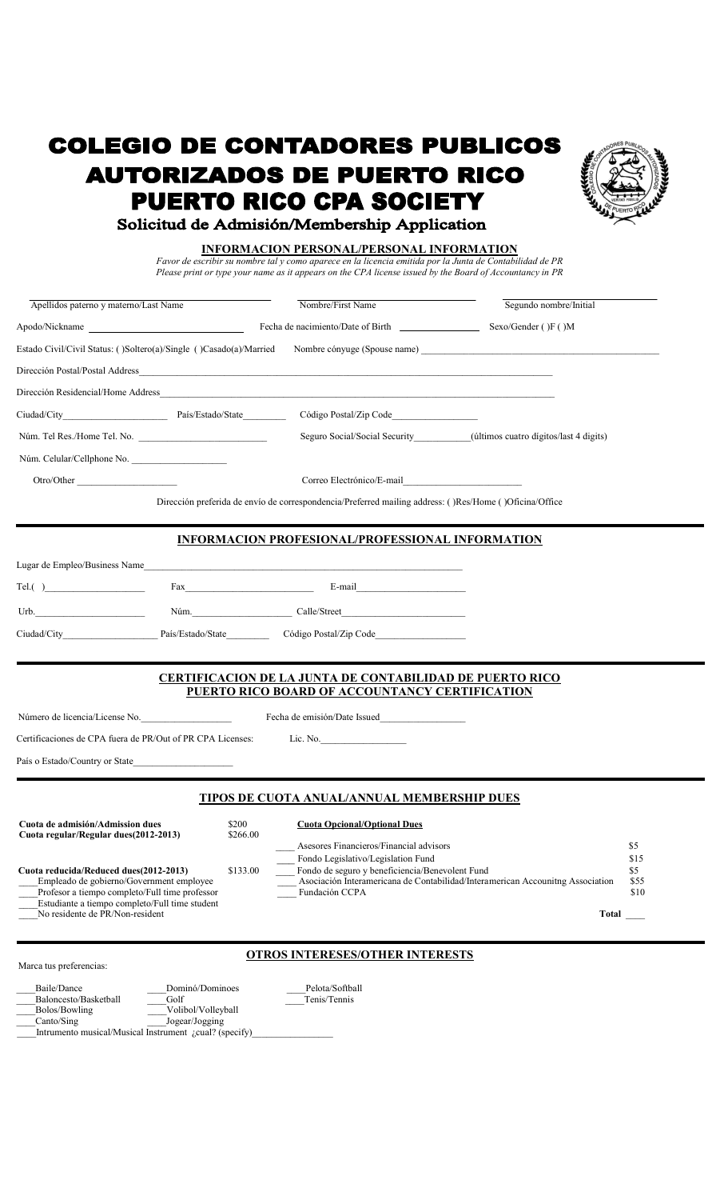# COLEGIO DE CONTADORES PUBLICOS AUTORIZADOS DE PUERTO RICO PUERTO RICO CPA SOCIETY

## Solicitud de Admisión/Membership Application

### INFORMACION PERSONAL/PERSONAL INFORMATION

*Favor de escribir su nombre tal y como aparece en la licencia emitida por la Junta de Contabilidad de PR*
*Please print or type your name as it appears on the CPA license issued by the Board of Accountancy in PR*

Apellidos paterno y materno/Last Name ____________ Nombre/First Name ____________ Segundo nombre/Initial ____________

Apodo/Nickname ____________ Fecha de nacimiento/Date of Birth ____________ Sexo/Gender ( )F ( )M

Estado Civil/Civil Status: ( )Soltero(a)/Single ( )Casado(a)/Married Nombre cónyuge (Spouse name) ____________

Dirección Postal/Postal Address ____________

Dirección Residencial/Home Address ____________

Ciudad/City ____________ País/Estado/State ____________ Código Postal/Zip Code ____________

Núm. Tel Res./Home Tel. No. ____________ Seguro Social/Social Security ____________ (últimos cuatro dígitos/last 4 digits)

Núm. Celular/Cellphone No. ____________

Otro/Other ____________ Correo Electrónico/E-mail ____________

Dirección preferida de envío de correspondencia/Preferred mailing address: ( )Res/Home ( )Oficina/Office

### INFORMACION PROFESIONAL/PROFESSIONAL INFORMATION

Lugar de Empleo/Business Name ____________

Tel.( ) ____________ Fax ____________ E-mail ____________

Urb. ____________ Núm. ____________ Calle/Street ____________

Ciudad/City ____________ País/Estado/State ____________ Código Postal/Zip Code ____________

### CERTIFICACION DE LA JUNTA DE CONTABILIDAD DE PUERTO RICO PUERTO RICO BOARD OF ACCOUNTANCY CERTIFICATION

Número de licencia/License No. ____________ Fecha de emisión/Date Issued ____________

Certificaciones de CPA fuera de PR/Out of PR CPA Licenses: Lic. No. ____________

País o Estado/Country or State ____________

### TIPOS DE CUOTA ANUAL/ANNUAL MEMBERSHIP DUES

**Cuota de admisión/Admission dues** $200
**Cuota regular/Regular dues(2012-2013)** $266.00

**Cuota reducida/Reduced dues(2012-2013)** $133.00

____ Empleado de gobierno/Government employee
____ Profesor a tiempo completo/Full time professor
____ Estudiante a tiempo completo/Full time student
____ No residente de PR/Non-resident

**Cuota Opcional/Optional Dues**

| | | |
|---|---|---|
| ____ | Asesores Financieros/Financial advisors | $5 |
| ____ | Fondo Legislativo/Legislation Fund | $15 |
| ____ | Fondo de seguro y beneficiencia/Benevolent Fund | $5 |
| ____ | Asociación Interamericana de Contabilidad/Interamerican Accounitng Association | $55 |
| ____ | Fundación CCPA | $10 |
| | **Total** | ____ |

### OTROS INTERESES/OTHER INTERESTS

Marca tus preferencias:

____ Baile/Dance
____ Baloncesto/Basketball
____ Bolos/Bowling
____ Canto/Sing
____ Dominó/Dominoes
____ Golf
____ Volibol/Volleyball
____ Jogear/Jogging
____ Pelota/Softball
____ Tenis/Tennis
____ Intrumento musical/Musical Instrument ¿cual? (specify) ____________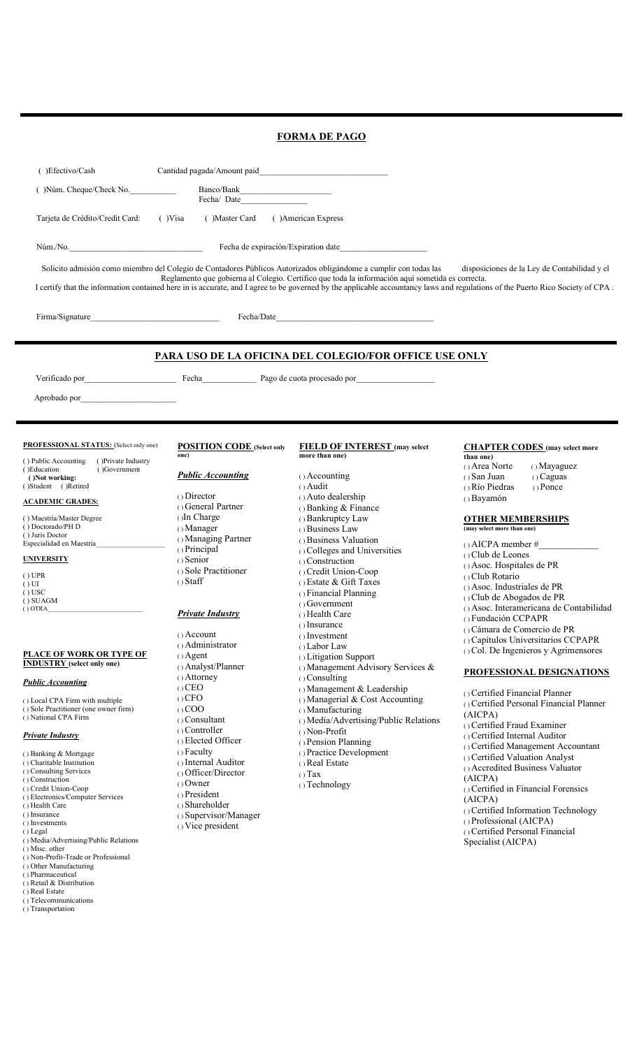## FORMA DE PAGO

( )Efectivo/Cash Cantidad pagada/Amount paid______________________________

( )Núm. Cheque/Check No.___________ Banco/Bank______________________ Fecha/ Date________________

Tarjeta de Crédito/Credit Card: ( )Visa ( )Master Card ( )American Express

Núm./No.________________________________ Fecha de expiración/Expiration date_____________________

Solicito admisión como miembro del Colegio de Contadores Públicos Autorizados obligándome a cumplir con todas las disposiciones de la Ley de Contabilidad y el Reglamento que gobierna al Colegio. Certifico que toda la información aquí sometida es correcta.
I certify that the information contained here in is accurate, and I agree to be governed by the applicable accountancy laws and regulations of the Puerto Rico Society of CPA .

Firma/Signature_______________________________ Fecha/Date_______________________________________

## PARA USO DE LA OFICINA DEL COLEGIO/FOR OFFICE USE ONLY

Verificado por_______________________ Fecha_____________ Pago de cuota procesado por___________________

Aprobado por________________________

**PROFESSIONAL STATUS:** (Select only one)

( ) Public Accounting ( )Private Industry
( )Education ( )Government
**( )Not working:**
( )Student ( )Retired

**ACADEMIC GRADES:**

( ) Maestría/Master Degree
( ) Doctorado/PH D
( ) Juris Doctor
Especialidad en Maestría__________________

**UNIVERSITY**

( ) UPR
( ) UI
( ) USC
( ) SUAGM
( ) OTRA___________________________

**PLACE OF WORK OR TYPE OF INDUSTRY (select only one)**

***Public Accounting***

( ) Local CPA Firm with multiple
( ) Sole Practitioner (one owner firm)
( ) National CPA Firm

***Private Industry***

( ) Banking & Mortgage
( ) Charitable Institution
( ) Consulting Services
( ) Construction
( ) Credit Union-Coop
( ) Electronics/Computer Services
( ) Health Care
( ) Insurance
( ) Investments
( ) Legal
( ) Media/Advertising/Public Relations
( ) Misc. other
( ) Non-Profit-Trade or Professional
( ) Other Manufacturing
( ) Pharmaceutical
( ) Retail & Distribution
( ) Real Estate
( ) Telecommunications
( ) Transportation

**POSITION CODE (Select only one)**

***Public Accounting***

( ) Director
( ) General Partner
( )In Charge
( ) Manager
( ) Managing Partner
( ) Principal
( ) Senior
( ) Sole Practitioner
( ) Staff

***Private Industry***

( ) Account
( ) Administrator
( ) Agent
( ) Analyst/Planner
( ) Attorney
( ) CEO
( ) CFO
( ) COO
( ) Consultant
( ) Controller
( ) Elected Officer
( ) Faculty
( ) Internal Auditor
( ) Officer/Director
( ) Owner
( ) President
( ) Shareholder
( ) Supervisor/Manager
( ) Vice president

**FIELD OF INTEREST (may select more than one)**

( ) Accounting
( ) Audit
( ) Auto dealership
( ) Banking & Finance
( ) Bankruptcy Law
( ) Business Law
( ) Business Valuation
( ) Colleges and Universities
( ) Construction
( ) Credit Union-Coop
( ) Estate & Gift Taxes
( ) Financial Planning
( ) Government
( ) Health Care
( ) Insurance
( ) Investment
( ) Labor Law
( ) Litigation Support
( ) Management Advisory Services & Consulting
( ) Management & Leadership
( ) Managerial & Cost Accounting
( ) Manufacturing
( ) Media/Advertising/Public Relations
( ) Non-Profit
( ) Pension Planning
( ) Practice Development
( ) Real Estate
( ) Tax
( ) Technology

**CHAPTER CODES (may select more than one)**

( ) Area Norte ( ) Mayaguez
( ) San Juan ( ) Caguas
( ) Río Piedras ( ) Ponce
( ) Bayamón

**OTHER MEMBERSHIPS**
**(may select more than one)**

( ) AICPA member #_____________
( ) Club de Leones
( ) Asoc. Hospitales de PR
( ) Club Rotario
( ) Asoc. Industriales de PR
( ) Club de Abogados de PR
( ) Asoc. Interamericana de Contabilidad
( ) Fundación CCPAPR
( ) Cámara de Comercio de PR
( ) Capítulos Universitarios CCPAPR
( ) Col. De Ingenieros y Agrimensores

**PROFESSIONAL DESIGNATIONS**

( ) Certified Financial Planner
( ) Certified Personal Financial Planner (AICPA)
( ) Certified Fraud Examiner
( ) Certified Internal Auditor
( ) Certified Management Accountant
( ) Certified Valuation Analyst
( ) Accredited Business Valuator (AICPA)
( ) Certified in Financial Forensics (AICPA)
( ) Certified Information Technology
( ) Professional (AICPA)
( ) Certified Personal Financial Specialist (AICPA)